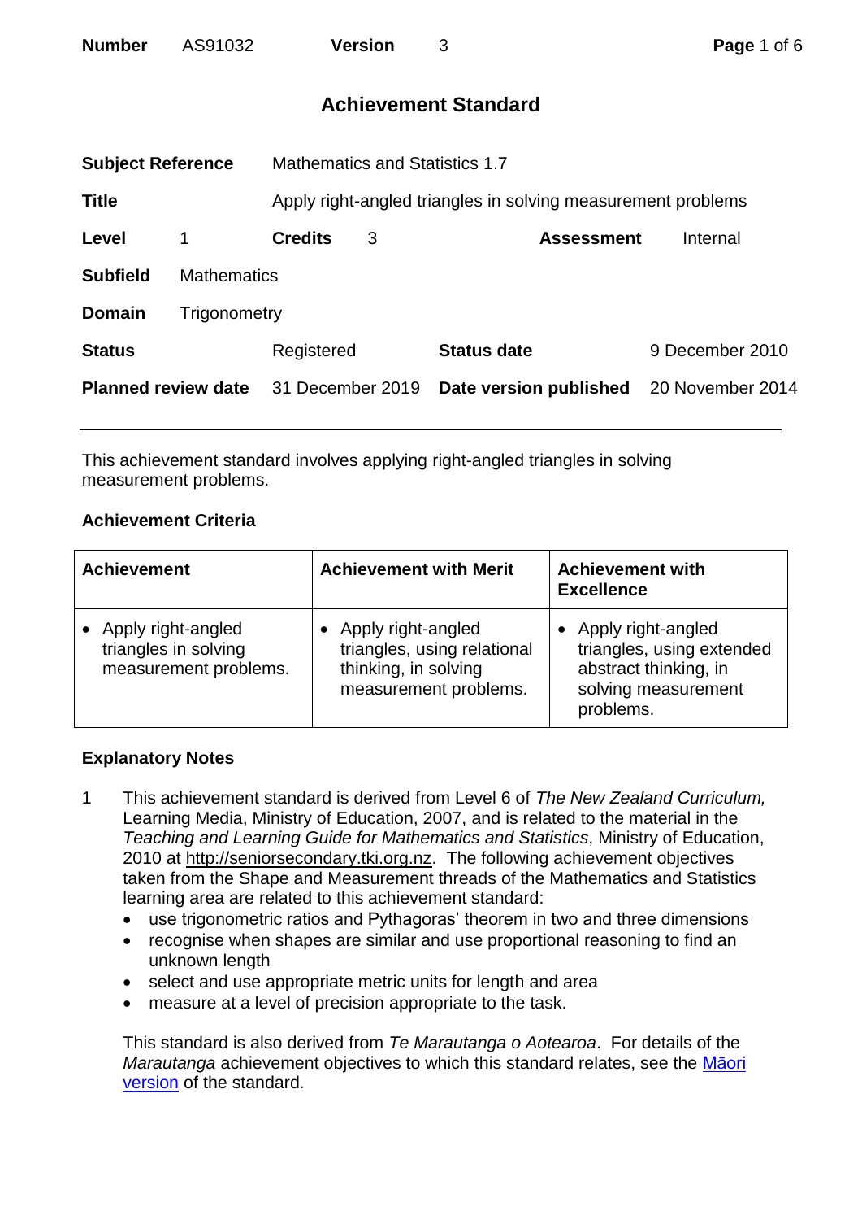| **Number** | AS91032 | **Version** | 3 |
|---|---|---|---|

# Achievement Standard

| | | | |
|---|---|---|---|
| **Subject Reference** | Mathematics and Statistics 1.7 | | |
| **Title** | Apply right-angled triangles in solving measurement problems | | |
| **Level** | 1 | **Credits** 3 | **Assessment** Internal |
| **Subfield** | Mathematics | | |
| **Domain** | Trigonometry | | |
| **Status** | Registered | **Status date** | 9 December 2010 |
| **Planned review date** | 31 December 2019 | **Date version published** | 20 November 2014 |

---

This achievement standard involves applying right-angled triangles in solving measurement problems.

## Achievement Criteria

| Achievement | Achievement with Merit | Achievement with Excellence |
|---|---|---|
| • Apply right-angled triangles in solving measurement problems. | • Apply right-angled triangles, using relational thinking, in solving measurement problems. | • Apply right-angled triangles, using extended abstract thinking, in solving measurement problems. |

## Explanatory Notes

1. This achievement standard is derived from Level 6 of *The New Zealand Curriculum,* Learning Media, Ministry of Education, 2007, and is related to the material in the *Teaching and Learning Guide for Mathematics and Statistics*, Ministry of Education, 2010 at http://seniorsecondary.tki.org.nz. The following achievement objectives taken from the Shape and Measurement threads of the Mathematics and Statistics learning area are related to this achievement standard:
   - use trigonometric ratios and Pythagoras' theorem in two and three dimensions
   - recognise when shapes are similar and use proportional reasoning to find an unknown length
   - select and use appropriate metric units for length and area
   - measure at a level of precision appropriate to the task.

   This standard is also derived from *Te Marautanga o Aotearoa*. For details of the *Marautanga* achievement objectives to which this standard relates, see the Māori version of the standard.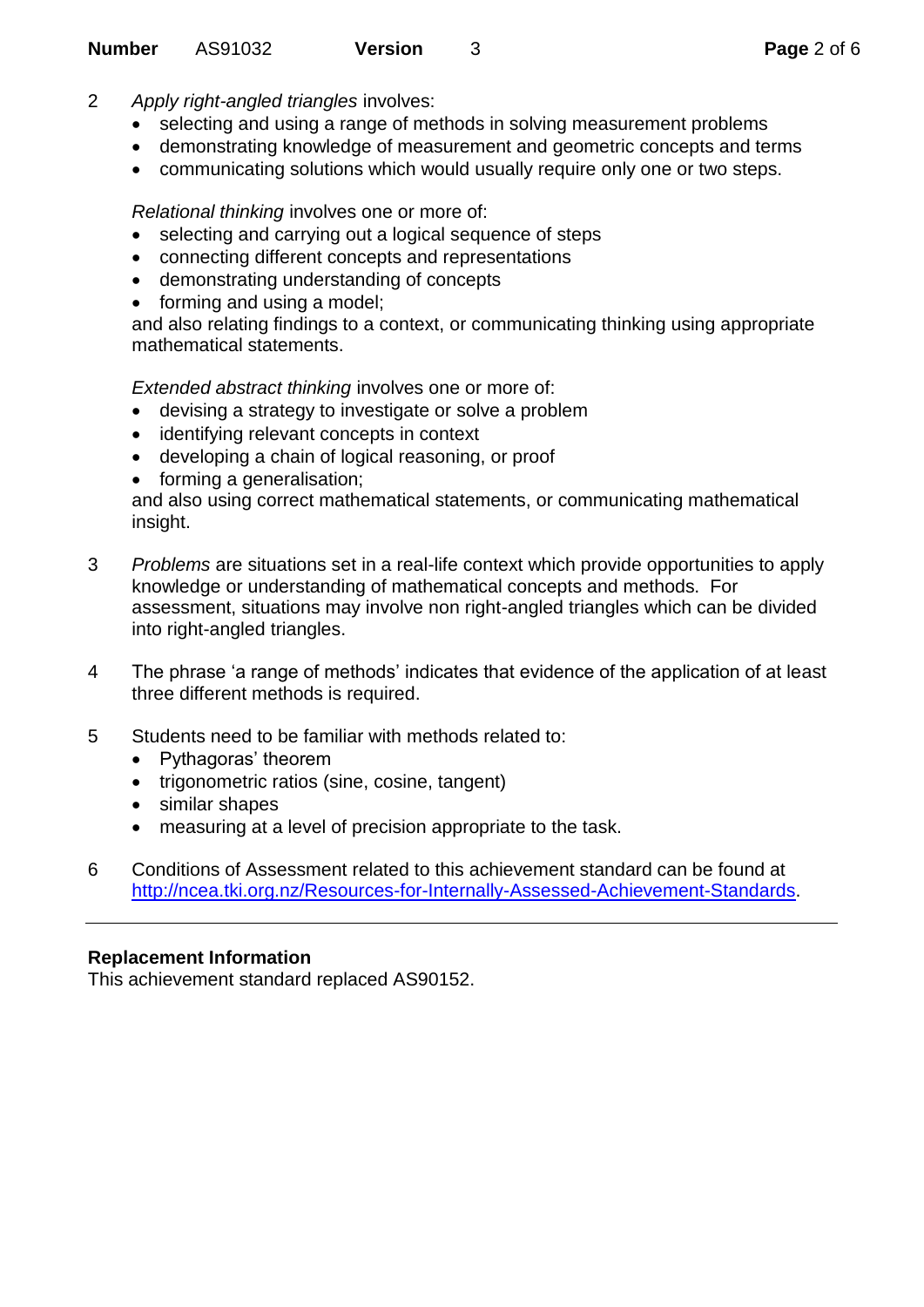2 *Apply right-angled triangles* involves:

- selecting and using a range of methods in solving measurement problems
- demonstrating knowledge of measurement and geometric concepts and terms
- communicating solutions which would usually require only one or two steps.

*Relational thinking* involves one or more of:

- selecting and carrying out a logical sequence of steps
- connecting different concepts and representations
- demonstrating understanding of concepts
- forming and using a model;

and also relating findings to a context, or communicating thinking using appropriate mathematical statements.

*Extended abstract thinking* involves one or more of:

- devising a strategy to investigate or solve a problem
- identifying relevant concepts in context
- developing a chain of logical reasoning, or proof
- forming a generalisation;

and also using correct mathematical statements, or communicating mathematical insight.

3 *Problems* are situations set in a real-life context which provide opportunities to apply knowledge or understanding of mathematical concepts and methods. For assessment, situations may involve non right-angled triangles which can be divided into right-angled triangles.

4 The phrase 'a range of methods' indicates that evidence of the application of at least three different methods is required.

5 Students need to be familiar with methods related to:

- Pythagoras' theorem
- trigonometric ratios (sine, cosine, tangent)
- similar shapes
- measuring at a level of precision appropriate to the task.

6 Conditions of Assessment related to this achievement standard can be found at http://ncea.tki.org.nz/Resources-for-Internally-Assessed-Achievement-Standards.

---

**Replacement Information**

This achievement standard replaced AS90152.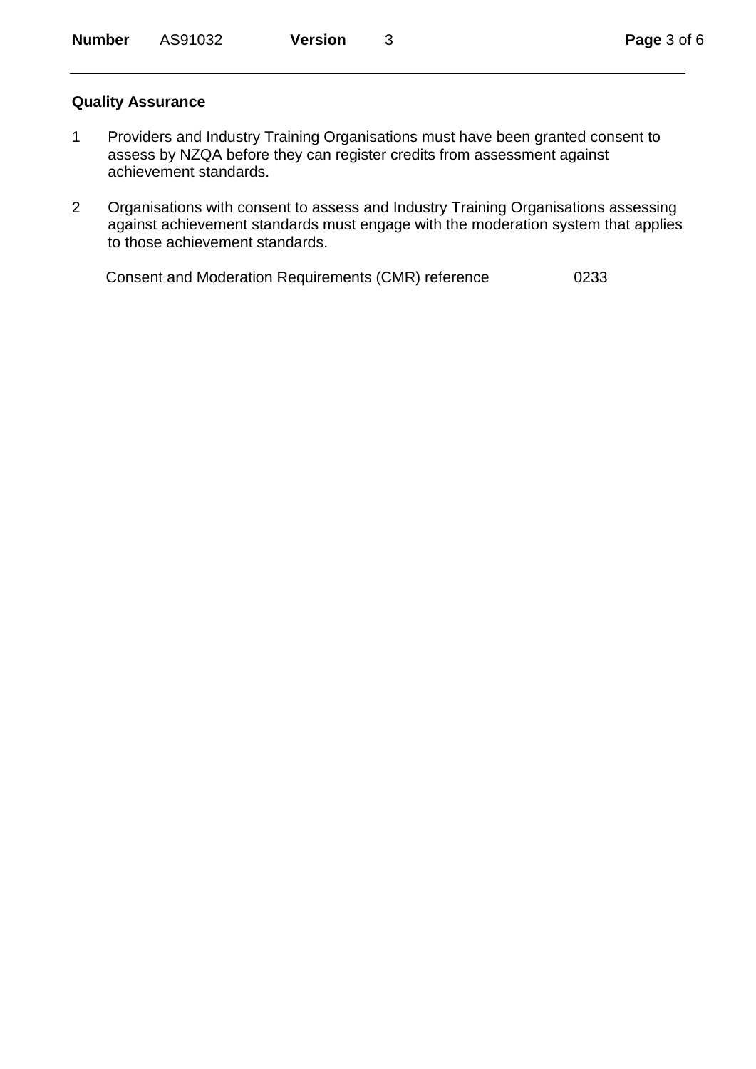**Quality Assurance**

1. Providers and Industry Training Organisations must have been granted consent to assess by NZQA before they can register credits from assessment against achievement standards.

2. Organisations with consent to assess and Industry Training Organisations assessing against achievement standards must engage with the moderation system that applies to those achievement standards.

Consent and Moderation Requirements (CMR) reference 0233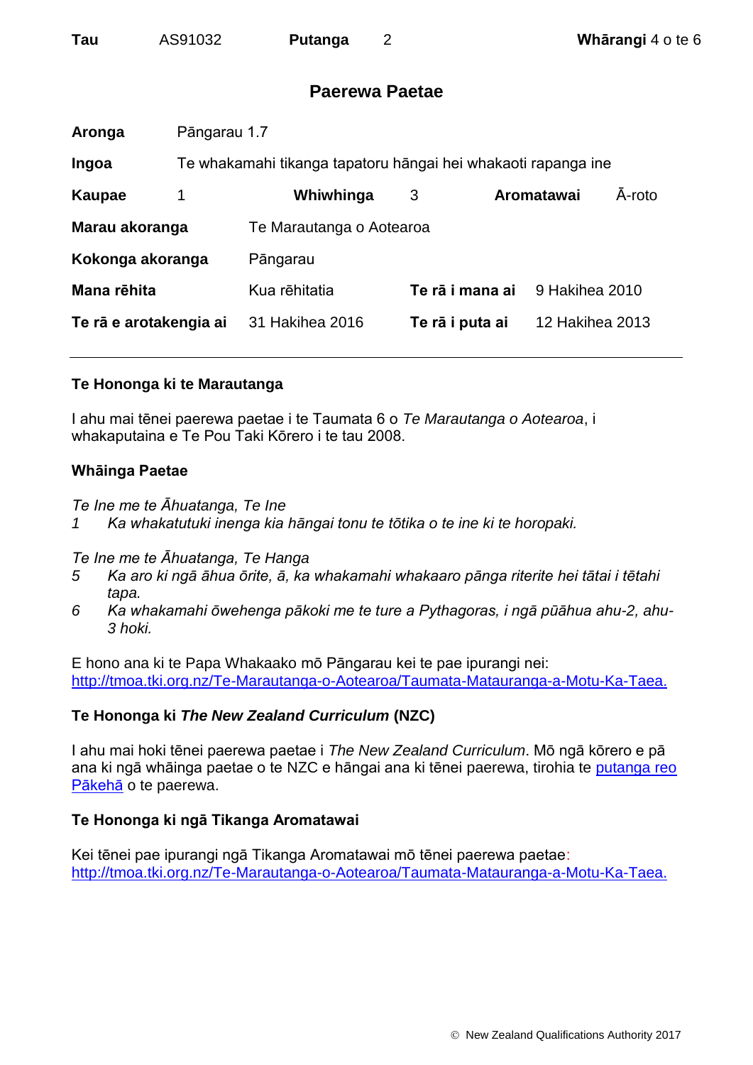## Paerewa Paetae

| | | | | | |
|---|---|---|---|---|---|
| **Aronga** | Pāngarau 1.7 | | | | |
| **Ingoa** | Te whakamahi tikanga tapatoru hāngai hei whakaoti rapanga ine | | | | |
| **Kaupae** | 1 | **Whiwhinga** | 3 | **Aromatawai** | Ā-roto |
| **Marau akoranga** | Te Marautanga o Aotearoa | | | | |
| **Kokonga akoranga** | Pāngarau | | | | |
| **Mana rēhita** | Kua rēhitatia | **Te rā i mana ai** | 9 Hakihea 2010 | | |
| **Te rā e arotakengia ai** | 31 Hakihea 2016 | **Te rā i puta ai** | 12 Hakihea 2013 | | |

---

### Te Hononga ki te Marautanga

I ahu mai tēnei paerewa paetae i te Taumata 6 o *Te Marautanga o Aotearoa*, i whakaputaina e Te Pou Taki Kōrero i te tau 2008.

### Whāinga Paetae

*Te Ine me te Āhuatanga, Te Ine*

1. *Ka whakatutuki inenga kia hāngai tonu te tōtika o te ine ki te horopaki.*

*Te Ine me te Āhuatanga, Te Hanga*

5. *Ka aro ki ngā āhua ōrite, ā, ka whakamahi whakaaro pānga riterite hei tātai i tētahi tapa.*
6. *Ka whakamahi ōwehenga pākoki me te ture a Pythagoras, i ngā pūāhua ahu-2, ahu-3 hoki.*

E hono ana ki te Papa Whakaako mō Pāngarau kei te pae ipurangi nei: http://tmoa.tki.org.nz/Te-Marautanga-o-Aotearoa/Taumata-Matauranga-a-Motu-Ka-Taea.

### Te Hononga ki *The New Zealand Curriculum* (NZC)

I ahu mai hoki tēnei paerewa paetae i *The New Zealand Curriculum*. Mō ngā kōrero e pā ana ki ngā whāinga paetae o te NZC e hāngai ana ki tēnei paerewa, tirohia te putanga reo Pākehā o te paerewa.

### Te Hononga ki ngā Tikanga Aromatawai

Kei tēnei pae ipurangi ngā Tikanga Aromatawai mō tēnei paerewa paetae: http://tmoa.tki.org.nz/Te-Marautanga-o-Aotearoa/Taumata-Matauranga-a-Motu-Ka-Taea.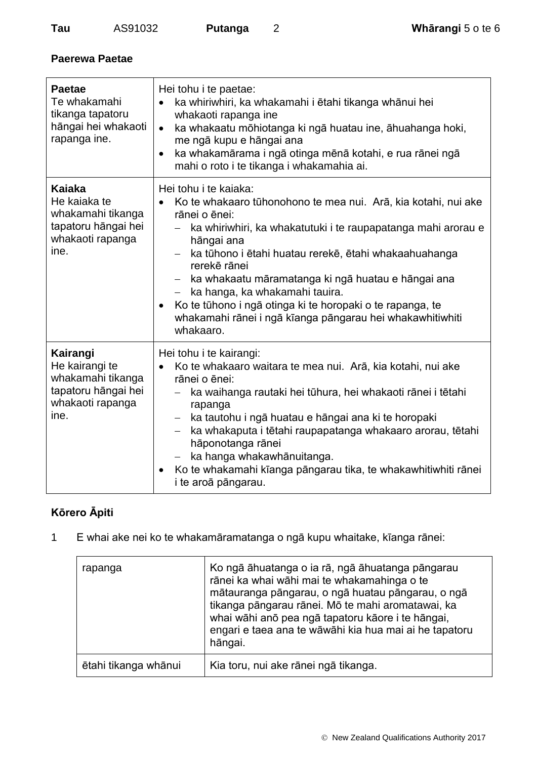**Paerewa Paetae**

| | |
|---|---|
| **Paetae**<br>Te whakamahi tikanga tapatoru hāngai hei whakaoti rapanga ine. | Hei tohu i te paetae:<br>• ka whiriwhiri, ka whakamahi i ētahi tikanga whānui hei whakaoti rapanga ine<br>• ka whakaatu mōhiotanga ki ngā huatau ine, āhuahanga hoki, me ngā kupu e hāngai ana<br>• ka whakamārama i ngā otinga mēnā kotahi, e rua rānei ngā mahi o roto i te tikanga i whakamahia ai. |
| **Kaiaka**<br>He kaiaka te whakamahi tikanga tapatoru hāngai hei whakaoti rapanga ine. | Hei tohu i te kaiaka:<br>• Ko te whakaaro tūhonohono te mea nui. Arā, kia kotahi, nui ake rānei o ēnei:<br>– ka whiriwhiri, ka whakatutuki i te raupapatanga mahi arorau e hāngai ana<br>– ka tūhono i ētahi huatau rerekē, ētahi whakaahuahanga rerekē rānei<br>– ka whakaatu māramatanga ki ngā huatau e hāngai ana<br>– ka hanga, ka whakamahi tauira.<br>• Ko te tūhono i ngā otinga ki te horopaki o te rapanga, te whakamahi rānei i ngā kīanga pāngarau hei whakawhitiwhiti whakaaro. |
| **Kairangi**<br>He kairangi te whakamahi tikanga tapatoru hāngai hei whakaoti rapanga ine. | Hei tohu i te kairangi:<br>• Ko te whakaaro waitara te mea nui. Arā, kia kotahi, nui ake rānei o ēnei:<br>– ka waihanga rautaki hei tūhura, hei whakaoti rānei i tētahi rapanga<br>– ka tautohu i ngā huatau e hāngai ana ki te horopaki<br>– ka whakaputa i tētahi raupapatanga whakaaro arorau, tētahi hāponotanga rānei<br>– ka hanga whakawhānuitanga.<br>• Ko te whakamahi kīanga pāngarau tika, te whakawhitiwhiti rānei i te aroā pāngarau. |

**Kōrero Āpiti**

1 E whai ake nei ko te whakamāramatanga o ngā kupu whaitake, kīanga rānei:

| | |
|---|---|
| rapanga | Ko ngā āhuatanga o ia rā, ngā āhuatanga pāngarau rānei ka whai wāhi mai te whakamahinga o te mātauranga pāngarau, o ngā huatau pāngarau, o ngā tikanga pāngarau rānei. Mō te mahi aromatawai, ka whai wāhi anō pea ngā tapatoru kāore i te hāngai, engari e taea ana te wāwāhi kia hua mai ai he tapatoru hāngai. |
| ētahi tikanga whānui | Kia toru, nui ake rānei ngā tikanga. |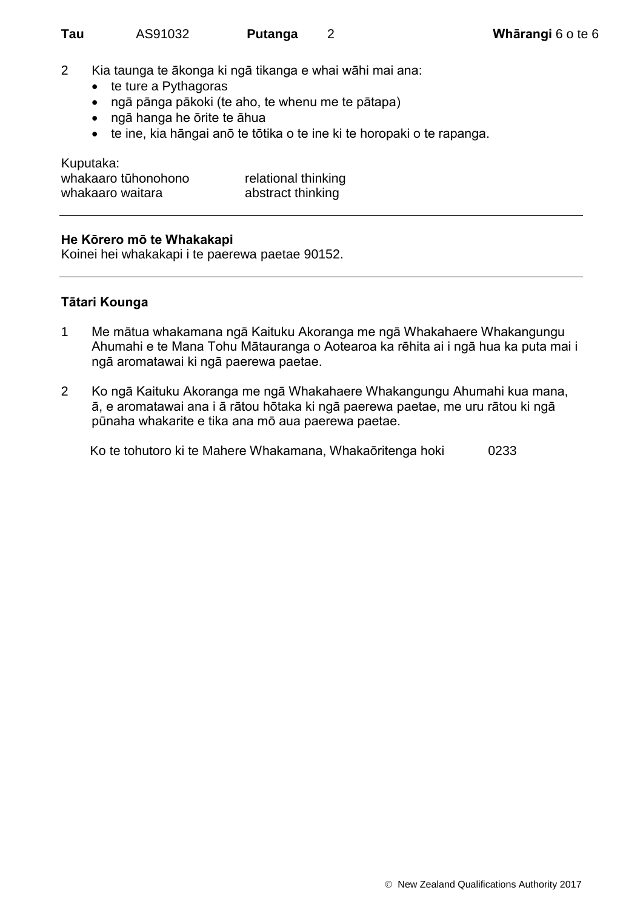2 Kia taunga te ākonga ki ngā tikanga e whai wāhi mai ana:
   - te ture a Pythagoras
   - ngā pānga pākoki (te aho, te whenu me te pātapa)
   - ngā hanga he ōrite te āhua
   - te ine, kia hāngai anō te tōtika o te ine ki te horopaki o te rapanga.

Kuputaka:

| | |
|---|---|
| whakaaro tūhonohono | relational thinking |
| whakaaro waitara | abstract thinking |

---

**He Kōrero mō te Whakakapi**

Koinei hei whakakapi i te paerewa paetae 90152.

---

**Tātari Kounga**

1 Me mātua whakamana ngā Kaituku Akoranga me ngā Whakahaere Whakangungu Ahumahi e te Mana Tohu Mātauranga o Aotearoa ka rēhita ai i ngā hua ka puta mai i ngā aromatawai ki ngā paerewa paetae.

2 Ko ngā Kaituku Akoranga me ngā Whakahaere Whakangungu Ahumahi kua mana, ā, e aromatawai ana i ā rātou hōtaka ki ngā paerewa paetae, me uru rātou ki ngā pūnaha whakarite e tika ana mō aua paerewa paetae.

Ko te tohutoro ki te Mahere Whakamana, Whakaōritenga hoki 0233